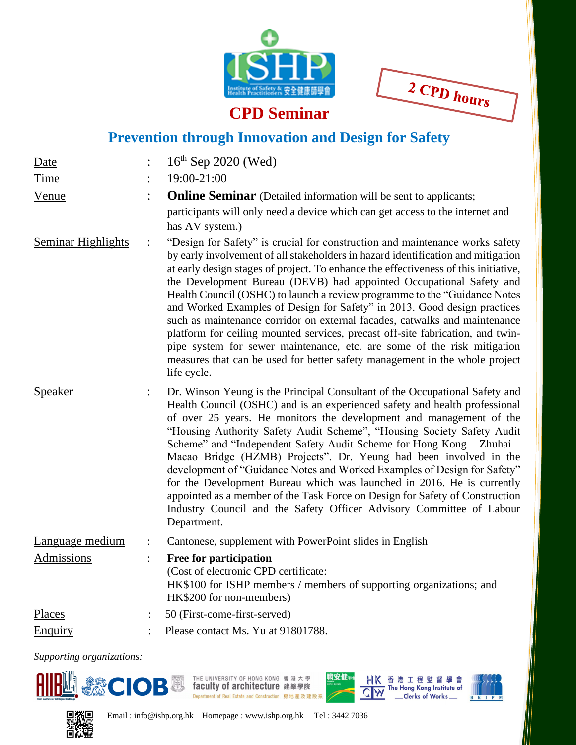ISHP Institute of Safety & Health Practitioners 安全健康師學會

**2 CPD hours**

# CPD Seminar

## Prevention through Innovation and Design for Safety

| | | |
|---|---|---|
| Date | : | 16th Sep 2020 (Wed) |
| Time | : | 19:00-21:00 |
| Venue | : | **Online Seminar** (Detailed information will be sent to applicants; participants will only need a device which can get access to the internet and has AV system.) |
| Seminar Highlights | : | "Design for Safety" is crucial for construction and maintenance works safety by early involvement of all stakeholders in hazard identification and mitigation at early design stages of project. To enhance the effectiveness of this initiative, the Development Bureau (DEVB) had appointed Occupational Safety and Health Council (OSHC) to launch a review programme to the "Guidance Notes and Worked Examples of Design for Safety" in 2013. Good design practices such as maintenance corridor on external facades, catwalks and maintenance platform for ceiling mounted services, precast off-site fabrication, and twin-pipe system for sewer maintenance, etc. are some of the risk mitigation measures that can be used for better safety management in the whole project life cycle. |
| Speaker | : | Dr. Winson Yeung is the Principal Consultant of the Occupational Safety and Health Council (OSHC) and is an experienced safety and health professional of over 25 years. He monitors the development and management of the "Housing Authority Safety Audit Scheme", "Housing Society Safety Audit Scheme" and "Independent Safety Audit Scheme for Hong Kong – Zhuhai – Macao Bridge (HZMB) Projects". Dr. Yeung had been involved in the development of "Guidance Notes and Worked Examples of Design for Safety" for the Development Bureau which was launched in 2016. He is currently appointed as a member of the Task Force on Design for Safety of Construction Industry Council and the Safety Officer Advisory Committee of Labour Department. |
| Language medium | : | Cantonese, supplement with PowerPoint slides in English |
| Admissions | : | **Free for participation**<br>(Cost of electronic CPD certificate:<br>HK$100 for ISHP members / members of supporting organizations; and<br>HK$200 for non-members) |
| Places | : | 50 (First-come-first-served) |
| Enquiry | : | Please contact Ms. Yu at 91801788. |

*Supporting organizations:*

AIIB, CIOB, The University of Hong Kong faculty of architecture 香港大學建築學院 Department of Real Estate and Construction 房地產及建設系, 職安健, 香港工程監督學會 The Hong Kong Institute of Clerks of Works, HKIPM

Email : info@ishp.org.hk Homepage : www.ishp.org.hk Tel : 3442 7036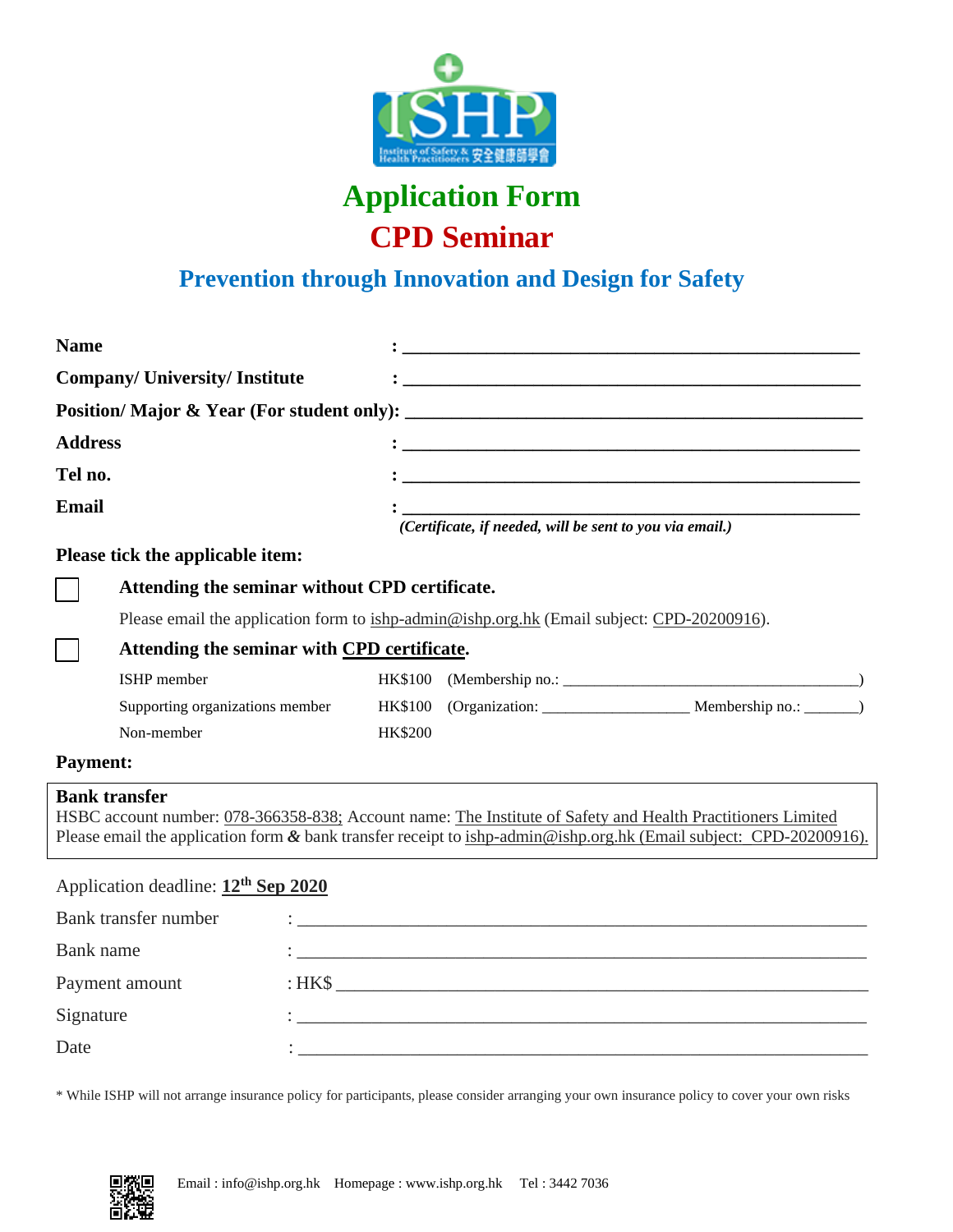# Application Form

## CPD Seminar

### Prevention through Innovation and Design for Safety

**Name** : ____________________________________________

**Company/ University/ Institute** : ____________________________________________

**Position/ Major & Year (For student only):** ____________________________________________

**Address** : ____________________________________________

**Tel no.** : ____________________________________________

**Email** : ____________________________________________

*(Certificate, if needed, will be sent to you via email.)*

**Please tick the applicable item:**

☐ **Attending the seminar without CPD certificate.**

Please email the application form to ishp-admin@ishp.org.hk (Email subject: CPD-20200916).

☐ **Attending the seminar with CPD certificate.**

| | | |
|---|---|---|
| ISHP member | HK$100 | (Membership no.: ________________________) |
| Supporting organizations member | HK$100 | (Organization: ______________ Membership no.: _______) |
| Non-member | HK$200 | |

**Payment:**

**Bank transfer**
HSBC account number: 078-366358-838; Account name: The Institute of Safety and Health Practitioners Limited
Please email the application form & bank transfer receipt to ishp-admin@ishp.org.hk (Email subject: CPD-20200916).

Application deadline: **12th Sep 2020**

Bank transfer number : ____________________________________________

Bank name : ____________________________________________

Payment amount : HK$ ____________________________________________

Signature : ____________________________________________

Date : ____________________________________________

\* While ISHP will not arrange insurance policy for participants, please consider arranging your own insurance policy to cover your own risks

Email : info@ishp.org.hk Homepage : www.ishp.org.hk Tel : 3442 7036